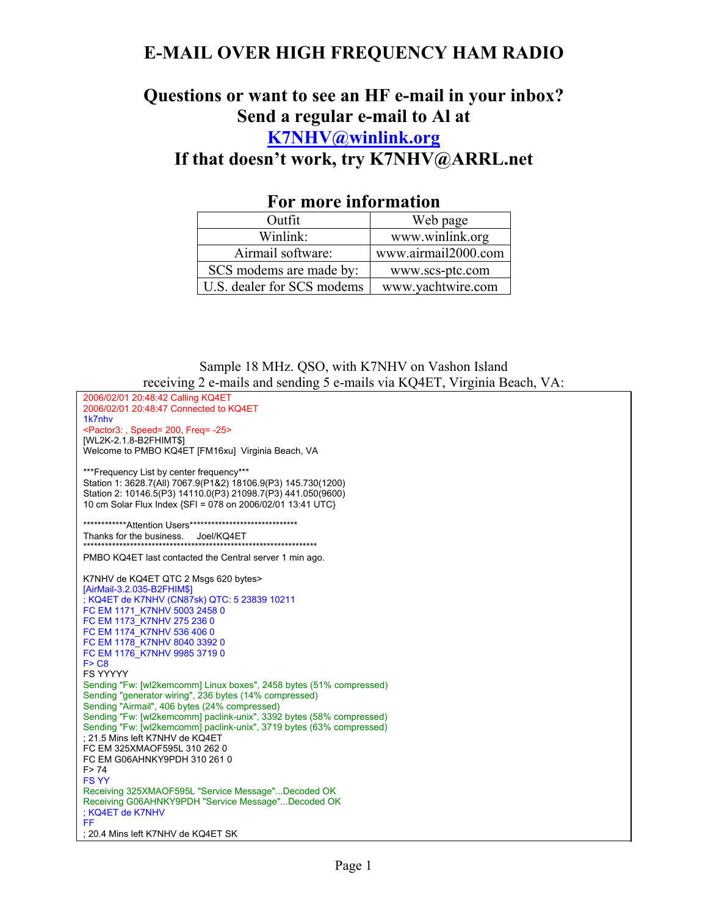# E-MAIL OVER HIGH FREQUENCY HAM RADIO

## Questions or want to see an HF e-mail in your inbox?
## Send a regular e-mail to Al at
## K7NHV@winlink.org
## If that doesn't work, try K7NHV@ARRL.net

## For more information

| Outfit | Web page |
|---|---|
| Winlink: | www.winlink.org |
| Airmail software: | www.airmail2000.com |
| SCS modems are made by: | www.scs-ptc.com |
| U.S. dealer for SCS modems | www.yachtwire.com |

Sample 18 MHz. QSO, with K7NHV on Vashon Island
receiving 2 e-mails and sending 5 e-mails via KQ4ET, Virginia Beach, VA:

```
2006/02/01 20:48:42 Calling KQ4ET
2006/02/01 20:48:47 Connected to KQ4ET
1k7nhv
<Pactor3: , Speed= 200, Freq= -25>
[WL2K-2.1.8-B2FHIMT$]
Welcome to PMBO KQ4ET [FM16xu]  Virginia Beach, VA

***Frequency List by center frequency***
Station 1: 3628.7(All) 7067.9(P1&2) 18106.9(P3) 145.730(1200)
Station 2: 10146.5(P3) 14110.0(P3) 21098.7(P3) 441.050(9600)
10 cm Solar Flux Index {SFI = 078 on 2006/02/01 13:41 UTC}

************Attention Users******************************
Thanks for the business.     Joel/KQ4ET
*****************************************************************
PMBO KQ4ET last contacted the Central server 1 min ago.

K7NHV de KQ4ET QTC 2 Msgs 620 bytes>
[AirMail-3.2.035-B2FHIM$]
; KQ4ET de K7NHV (CN87sk) QTC: 5 23839 10211
FC EM 1171_K7NHV 5003 2458 0
FC EM 1173_K7NHV 275 236 0
FC EM 1174_K7NHV 536 406 0
FC EM 1178_K7NHV 8040 3392 0
FC EM 1176_K7NHV 9985 3719 0
F> C8
FS YYYYY
Sending "Fw: [wl2kemcomm] Linux boxes", 2458 bytes (51% compressed)
Sending "generator wiring", 236 bytes (14% compressed)
Sending "Airmail", 406 bytes (24% compressed)
Sending "Fw: [wl2kemcomm] paclink-unix", 3392 bytes (58% compressed)
Sending "Fw: [wl2kemcomm] paclink-unix", 3719 bytes (63% compressed)
; 21.5 Mins left K7NHV de KQ4ET
FC EM 325XMAOF595L 310 262 0
FC EM G06AHNKY9PDH 310 261 0
F> 74
FS YY
Receiving 325XMAOF595L "Service Message"...Decoded OK
Receiving G06AHNKY9PDH "Service Message"...Decoded OK
; KQ4ET de K7NHV
FF
; 20.4 Mins left K7NHV de KQ4ET SK
```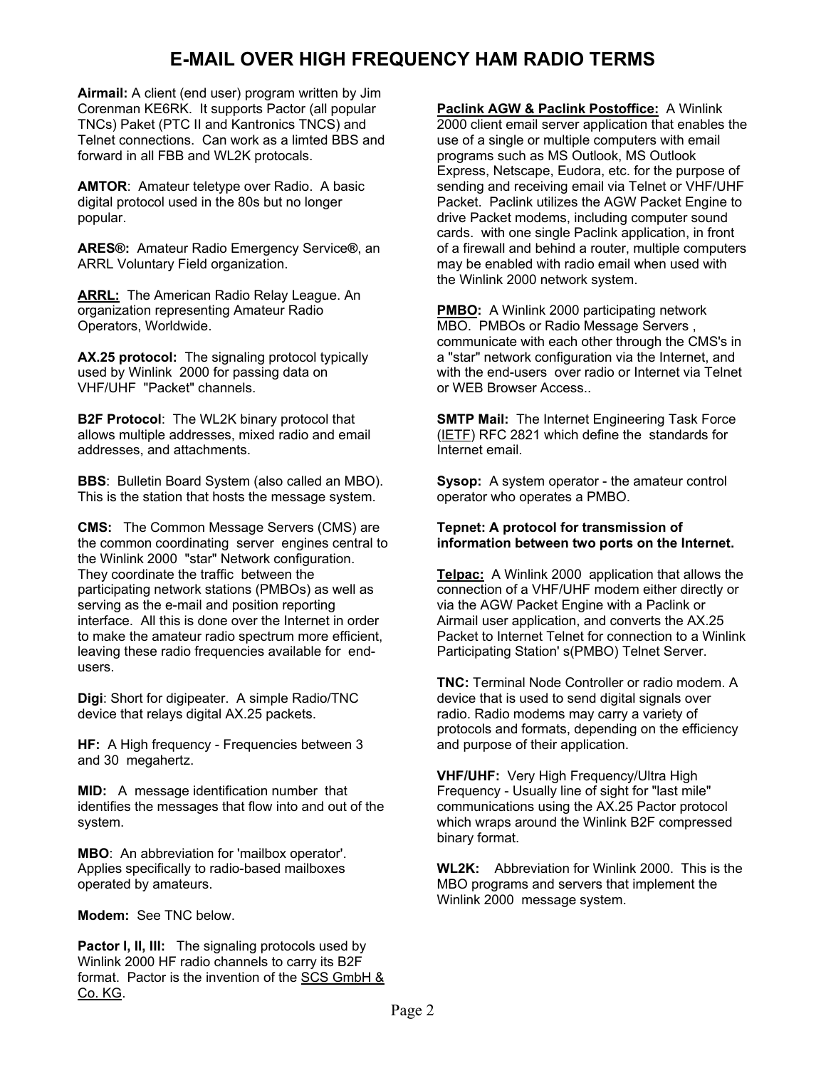# E-MAIL OVER HIGH FREQUENCY HAM RADIO TERMS

**Airmail:** A client (end user) program written by Jim Corenman KE6RK. It supports Pactor (all popular TNCs) Paket (PTC II and Kantronics TNCS) and Telnet connections. Can work as a limted BBS and forward in all FBB and WL2K protocals.

**AMTOR**: Amateur teletype over Radio. A basic digital protocol used in the 80s but no longer popular.

**ARES®:** Amateur Radio Emergency Service®, an ARRL Voluntary Field organization.

**ARRL:** The American Radio Relay League. An organization representing Amateur Radio Operators, Worldwide.

**AX.25 protocol:** The signaling protocol typically used by Winlink 2000 for passing data on VHF/UHF "Packet" channels.

**B2F Protocol**: The WL2K binary protocol that allows multiple addresses, mixed radio and email addresses, and attachments.

**BBS**: Bulletin Board System (also called an MBO). This is the station that hosts the message system.

**CMS:** The Common Message Servers (CMS) are the common coordinating server engines central to the Winlink 2000 "star" Network configuration. They coordinate the traffic between the participating network stations (PMBOs) as well as serving as the e-mail and position reporting interface. All this is done over the Internet in order to make the amateur radio spectrum more efficient, leaving these radio frequencies available for end-users.

**Digi**: Short for digipeater. A simple Radio/TNC device that relays digital AX.25 packets.

**HF:** A High frequency - Frequencies between 3 and 30 megahertz.

**MID:** A message identification number that identifies the messages that flow into and out of the system.

**MBO**: An abbreviation for 'mailbox operator'. Applies specifically to radio-based mailboxes operated by amateurs.

**Modem:** See TNC below.

**Pactor I, II, III:** The signaling protocols used by Winlink 2000 HF radio channels to carry its B2F format. Pactor is the invention of the SCS GmbH & Co. KG.

**Paclink AGW & Paclink Postoffice:** A Winlink 2000 client email server application that enables the use of a single or multiple computers with email programs such as MS Outlook, MS Outlook Express, Netscape, Eudora, etc. for the purpose of sending and receiving email via Telnet or VHF/UHF Packet. Paclink utilizes the AGW Packet Engine to drive Packet modems, including computer sound cards. with one single Paclink application, in front of a firewall and behind a router, multiple computers may be enabled with radio email when used with the Winlink 2000 network system.

**PMBO:** A Winlink 2000 participating network MBO. PMBOs or Radio Message Servers , communicate with each other through the CMS's in a "star" network configuration via the Internet, and with the end-users over radio or Internet via Telnet or WEB Browser Access..

**SMTP Mail:** The Internet Engineering Task Force (IETF) RFC 2821 which define the standards for Internet email.

**Sysop:** A system operator - the amateur control operator who operates a PMBO.

**Tepnet: A protocol for transmission of information between two ports on the Internet.**

**Telpac:** A Winlink 2000 application that allows the connection of a VHF/UHF modem either directly or via the AGW Packet Engine with a Paclink or Airmail user application, and converts the AX.25 Packet to Internet Telnet for connection to a Winlink Participating Station' s(PMBO) Telnet Server.

**TNC:** Terminal Node Controller or radio modem. A device that is used to send digital signals over radio. Radio modems may carry a variety of protocols and formats, depending on the efficiency and purpose of their application.

**VHF/UHF:** Very High Frequency/Ultra High Frequency - Usually line of sight for "last mile" communications using the AX.25 Pactor protocol which wraps around the Winlink B2F compressed binary format.

**WL2K:** Abbreviation for Winlink 2000. This is the MBO programs and servers that implement the Winlink 2000 message system.